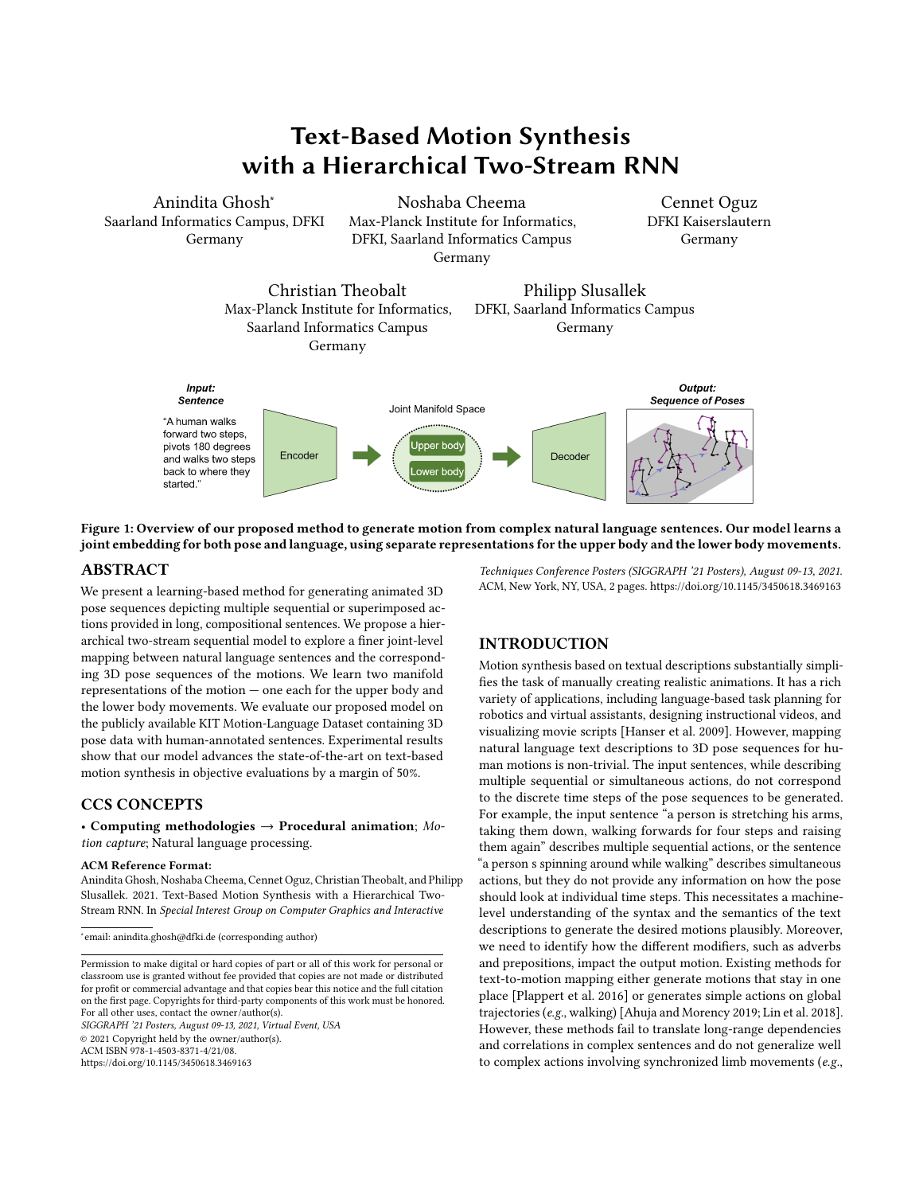# Text-Based Motion Synthesis with a Hierarchical Two-Stream RNN

Anindita Ghosh*
Saarland Informatics Campus, DFKI
Germany

Noshaba Cheema
Max-Planck Institute for Informatics, DFKI, Saarland Informatics Campus
Germany

Cennet Oguz
DFKI Kaiserslautern
Germany

Christian Theobalt
Max-Planck Institute for Informatics, Saarland Informatics Campus
Germany

Philipp Slusallek
DFKI, Saarland Informatics Campus
Germany

**Figure 1: Overview of our proposed method to generate motion from complex natural language sentences. Our model learns a joint embedding for both pose and language, using separate representations for the upper body and the lower body movements.**

## ABSTRACT

We present a learning-based method for generating animated 3D pose sequences depicting multiple sequential or superimposed actions provided in long, compositional sentences. We propose a hierarchical two-stream sequential model to explore a finer joint-level mapping between natural language sentences and the corresponding 3D pose sequences of the motions. We learn two manifold representations of the motion — one each for the upper body and the lower body movements. We evaluate our proposed model on the publicly available KIT Motion-Language Dataset containing 3D pose data with human-annotated sentences. Experimental results show that our model advances the state-of-the-art on text-based motion synthesis in objective evaluations by a margin of 50%.

## CCS CONCEPTS

• **Computing methodologies** → **Procedural animation**; *Motion capture*; Natural language processing.

### ACM Reference Format:

Anindita Ghosh, Noshaba Cheema, Cennet Oguz, Christian Theobalt, and Philipp Slusallek. 2021. Text-Based Motion Synthesis with a Hierarchical Two-Stream RNN. In *Special Interest Group on Computer Graphics and Interactive Techniques Conference Posters (SIGGRAPH '21 Posters), August 09-13, 2021.* ACM, New York, NY, USA, 2 pages. https://doi.org/10.1145/3450618.3469163

*email: anindita.ghosh@dfki.de (corresponding author)

Permission to make digital or hard copies of part or all of this work for personal or classroom use is granted without fee provided that copies are not made or distributed for profit or commercial advantage and that copies bear this notice and the full citation on the first page. Copyrights for third-party components of this work must be honored. For all other uses, contact the owner/author(s).
*SIGGRAPH '21 Posters, August 09-13, 2021, Virtual Event, USA*
© 2021 Copyright held by the owner/author(s).
ACM ISBN 978-1-4503-8371-4/21/08.
https://doi.org/10.1145/3450618.3469163

## INTRODUCTION

Motion synthesis based on textual descriptions substantially simplifies the task of manually creating realistic animations. It has a rich variety of applications, including language-based task planning for robotics and virtual assistants, designing instructional videos, and visualizing movie scripts [Hanser et al. 2009]. However, mapping natural language text descriptions to 3D pose sequences for human motions is non-trivial. The input sentences, while describing multiple sequential or simultaneous actions, do not correspond to the discrete time steps of the pose sequences to be generated. For example, the input sentence "a person is stretching his arms, taking them down, walking forwards for four steps and raising them again" describes multiple sequential actions, or the sentence "a person s spinning around while walking" describes simultaneous actions, but they do not provide any information on how the pose should look at individual time steps. This necessitates a machine-level understanding of the syntax and the semantics of the text descriptions to generate the desired motions plausibly. Moreover, we need to identify how the different modifiers, such as adverbs and prepositions, impact the output motion. Existing methods for text-to-motion mapping either generate motions that stay in one place [Plappert et al. 2016] or generates simple actions on global trajectories (*e.g.*, walking) [Ahuja and Morency 2019; Lin et al. 2018]. However, these methods fail to translate long-range dependencies and correlations in complex sentences and do not generalize well to complex actions involving synchronized limb movements (*e.g.*,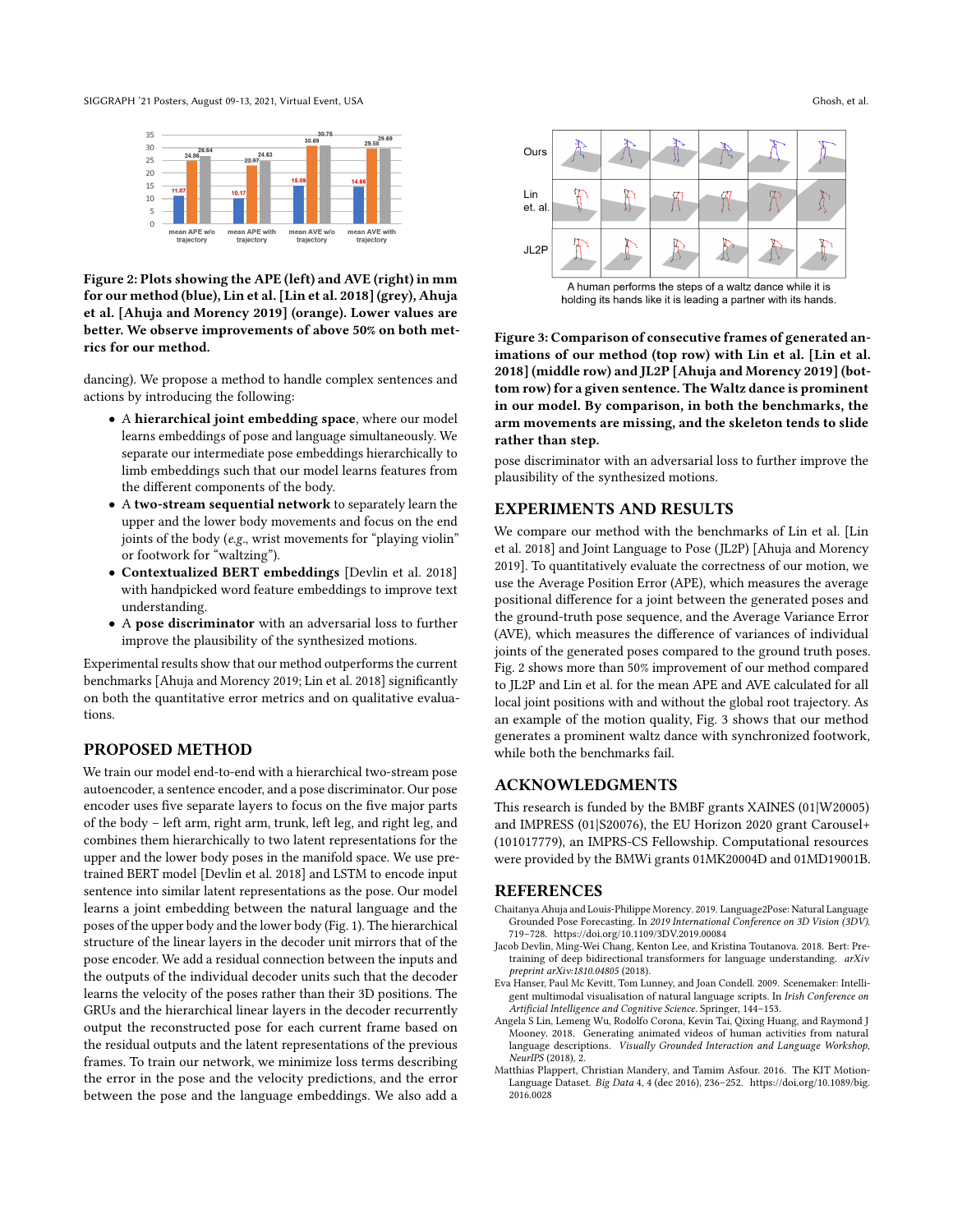35
30
25
20
15
10
5
0

11.07 24.86 26.64 — mean APE w/o trajectory
10.17 22.97 24.63 — mean APE with trajectory
15.09 30.69 30.75 — mean AVE w/o trajectory
14.66 29.56 29.69 — mean AVE with trajectory

**Figure 2: Plots showing the APE (left) and AVE (right) in mm for our method (blue), Lin et al. [Lin et al. 2018] (grey), Ahuja et al. [Ahuja and Morency 2019] (orange). Lower values are better. We observe improvements of above 50% on both metrics for our method.**

dancing). We propose a method to handle complex sentences and actions by introducing the following:

- A **hierarchical joint embedding space**, where our model learns embeddings of pose and language simultaneously. We separate our intermediate pose embeddings hierarchically to limb embeddings such that our model learns features from the different components of the body.
- A **two-stream sequential network** to separately learn the upper and the lower body movements and focus on the end joints of the body (*e.g.*, wrist movements for "playing violin" or footwork for "waltzing").
- **Contextualized BERT embeddings** [Devlin et al. 2018] with handpicked word feature embeddings to improve text understanding.
- A **pose discriminator** with an adversarial loss to further improve the plausibility of the synthesized motions.

Experimental results show that our method outperforms the current benchmarks [Ahuja and Morency 2019; Lin et al. 2018] significantly on both the quantitative error metrics and on qualitative evaluations.

## PROPOSED METHOD

We train our model end-to-end with a hierarchical two-stream pose autoencoder, a sentence encoder, and a pose discriminator. Our pose encoder uses five separate layers to focus on the five major parts of the body – left arm, right arm, trunk, left leg, and right leg, and combines them hierarchically to two latent representations for the upper and the lower body poses in the manifold space. We use pre-trained BERT model [Devlin et al. 2018] and LSTM to encode input sentence into similar latent representations as the pose. Our model learns a joint embedding between the natural language and the poses of the upper body and the lower body (Fig. 1). The hierarchical structure of the linear layers in the decoder unit mirrors that of the pose encoder. We add a residual connection between the inputs and the outputs of the individual decoder units such that the decoder learns the velocity of the poses rather than their 3D positions. The GRUs and the hierarchical linear layers in the decoder recurrently output the reconstructed pose for each current frame based on the residual outputs and the latent representations of the previous frames. To train our network, we minimize loss terms describing the error in the pose and the velocity predictions, and the error between the pose and the language embeddings. We also add a pose discriminator with an adversarial loss to further improve the plausibility of the synthesized motions.

Ours

Lin et. al.

JL2P

A human performs the steps of a waltz dance while it is holding its hands like it is leading a partner with its hands.

**Figure 3: Comparison of consecutive frames of generated animations of our method (top row) with Lin et al. [Lin et al. 2018] (middle row) and JL2P [Ahuja and Morency 2019] (bottom row) for a given sentence. The Waltz dance is prominent in our model. By comparison, in both the benchmarks, the arm movements are missing, and the skeleton tends to slide rather than step.**

## EXPERIMENTS AND RESULTS

We compare our method with the benchmarks of Lin et al. [Lin et al. 2018] and Joint Language to Pose (JL2P) [Ahuja and Morency 2019]. To quantitatively evaluate the correctness of our motion, we use the Average Position Error (APE), which measures the average positional difference for a joint between the generated poses and the ground-truth pose sequence, and the Average Variance Error (AVE), which measures the difference of variances of individual joints of the generated poses compared to the ground truth poses. Fig. 2 shows more than 50% improvement of our method compared to JL2P and Lin et al. for the mean APE and AVE calculated for all local joint positions with and without the global root trajectory. As an example of the motion quality, Fig. 3 shows that our method generates a prominent waltz dance with synchronized footwork, while both the benchmarks fail.

## ACKNOWLEDGMENTS

This research is funded by the BMBF grants XAINES (01|W20005) and IMPRESS (01|S20076), the EU Horizon 2020 grant Carousel+ (101017779), an IMPRS-CS Fellowship. Computational resources were provided by the BMWi grants 01MK20004D and 01MD19001B.

## REFERENCES

Chaitanya Ahuja and Louis-Philippe Morency. 2019. Language2Pose: Natural Language Grounded Pose Forecasting. In *2019 International Conference on 3D Vision (3DV)*. 719–728. https://doi.org/10.1109/3DV.2019.00084

Jacob Devlin, Ming-Wei Chang, Kenton Lee, and Kristina Toutanova. 2018. Bert: Pre-training of deep bidirectional transformers for language understanding. *arXiv preprint arXiv:1810.04805* (2018).

Eva Hanser, Paul Mc Kevitt, Tom Lunney, and Joan Condell. 2009. Scenemaker: Intelligent multimodal visualisation of natural language scripts. In *Irish Conference on Artificial Intelligence and Cognitive Science*. Springer, 144–153.

Angela S Lin, Lemeng Wu, Rodolfo Corona, Kevin Tai, Qixing Huang, and Raymond J Mooney. 2018. Generating animated videos of human activities from natural language descriptions. *Visually Grounded Interaction and Language Workshop, NeurIPS* (2018), 2.

Matthias Plappert, Christian Mandery, and Tamim Asfour. 2016. The KIT Motion-Language Dataset. *Big Data* 4, 4 (dec 2016), 236–252. https://doi.org/10.1089/big.2016.0028